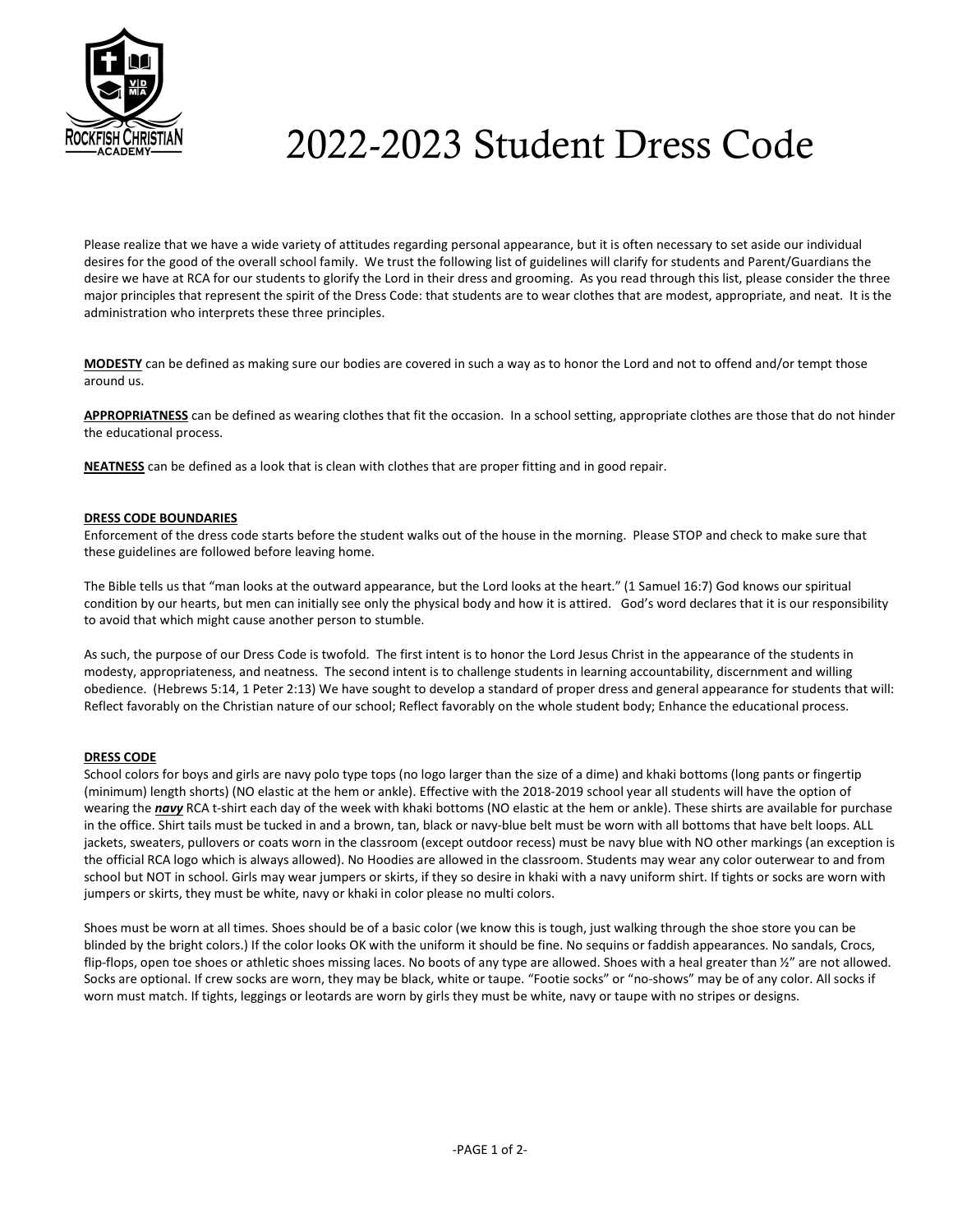# 2022-2023 Student Dress Code

Please realize that we have a wide variety of attitudes regarding personal appearance, but it is often necessary to set aside our individual desires for the good of the overall school family. We trust the following list of guidelines will clarify for students and Parent/Guardians the desire we have at RCA for our students to glorify the Lord in their dress and grooming. As you read through this list, please consider the three major principles that represent the spirit of the Dress Code: that students are to wear clothes that are modest, appropriate, and neat. It is the administration who interprets these three principles.

**MODESTY** can be defined as making sure our bodies are covered in such a way as to honor the Lord and not to offend and/or tempt those around us.

**APPROPRIATNESS** can be defined as wearing clothes that fit the occasion. In a school setting, appropriate clothes are those that do not hinder the educational process.

**NEATNESS** can be defined as a look that is clean with clothes that are proper fitting and in good repair.

## DRESS CODE BOUNDARIES

Enforcement of the dress code starts before the student walks out of the house in the morning. Please STOP and check to make sure that these guidelines are followed before leaving home.

The Bible tells us that "man looks at the outward appearance, but the Lord looks at the heart." (1 Samuel 16:7) God knows our spiritual condition by our hearts, but men can initially see only the physical body and how it is attired. God's word declares that it is our responsibility to avoid that which might cause another person to stumble.

As such, the purpose of our Dress Code is twofold. The first intent is to honor the Lord Jesus Christ in the appearance of the students in modesty, appropriateness, and neatness. The second intent is to challenge students in learning accountability, discernment and willing obedience. (Hebrews 5:14, 1 Peter 2:13) We have sought to develop a standard of proper dress and general appearance for students that will: Reflect favorably on the Christian nature of our school; Reflect favorably on the whole student body; Enhance the educational process.

## DRESS CODE

School colors for boys and girls are navy polo type tops (no logo larger than the size of a dime) and khaki bottoms (long pants or fingertip (minimum) length shorts) (NO elastic at the hem or ankle). Effective with the 2018-2019 school year all students will have the option of wearing the ***navy*** RCA t-shirt each day of the week with khaki bottoms (NO elastic at the hem or ankle). These shirts are available for purchase in the office. Shirt tails must be tucked in and a brown, tan, black or navy-blue belt must be worn with all bottoms that have belt loops. ALL jackets, sweaters, pullovers or coats worn in the classroom (except outdoor recess) must be navy blue with NO other markings (an exception is the official RCA logo which is always allowed). No Hoodies are allowed in the classroom. Students may wear any color outerwear to and from school but NOT in school. Girls may wear jumpers or skirts, if they so desire in khaki with a navy uniform shirt. If tights or socks are worn with jumpers or skirts, they must be white, navy or khaki in color please no multi colors.

Shoes must be worn at all times. Shoes should be of a basic color (we know this is tough, just walking through the shoe store you can be blinded by the bright colors.) If the color looks OK with the uniform it should be fine. No sequins or faddish appearances. No sandals, Crocs, flip-flops, open toe shoes or athletic shoes missing laces. No boots of any type are allowed. Shoes with a heal greater than ½" are not allowed. Socks are optional. If crew socks are worn, they may be black, white or taupe. "Footie socks" or "no-shows" may be of any color. All socks if worn must match. If tights, leggings or leotards are worn by girls they must be white, navy or taupe with no stripes or designs.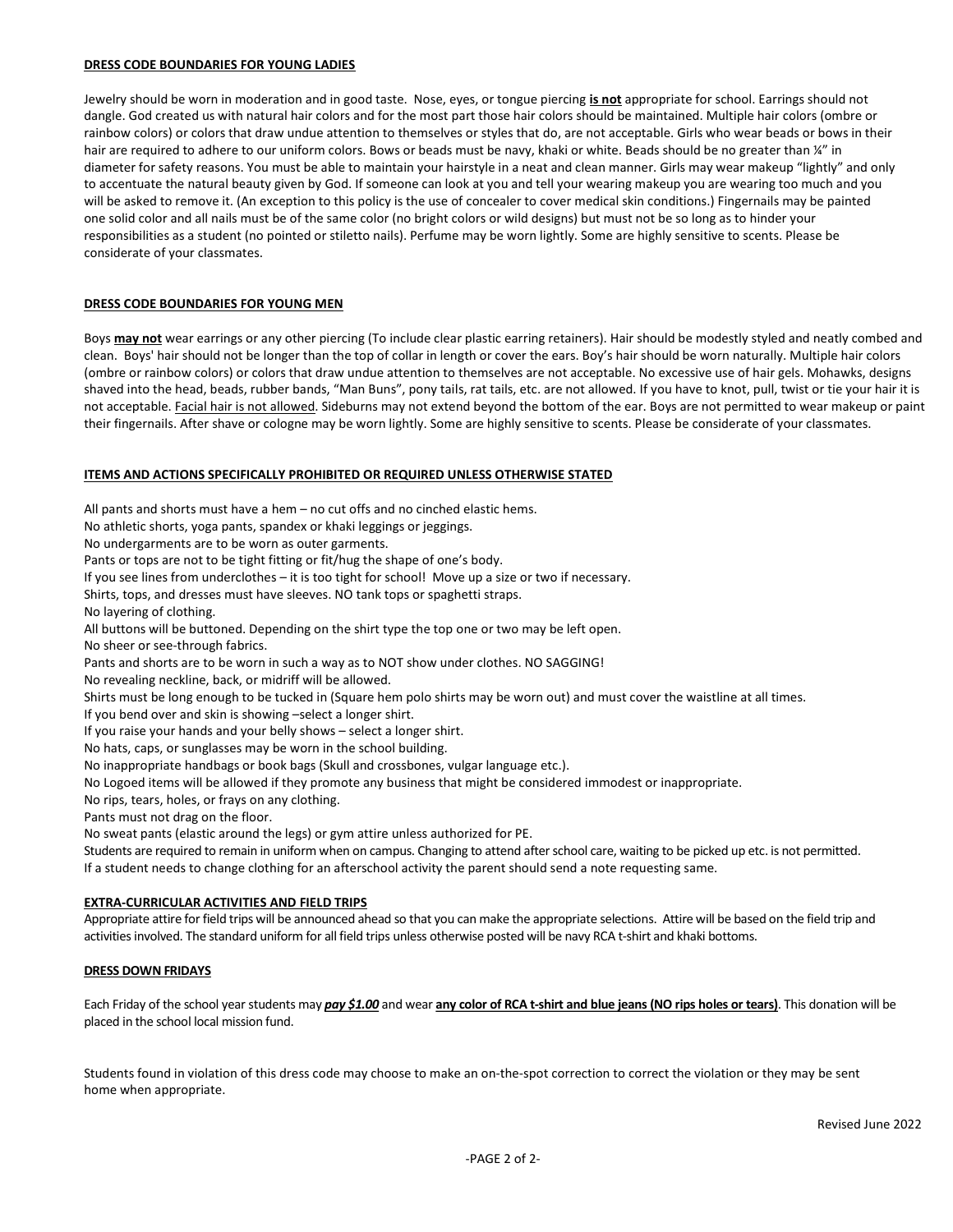## DRESS CODE BOUNDARIES FOR YOUNG LADIES

Jewelry should be worn in moderation and in good taste. Nose, eyes, or tongue piercing **is not** appropriate for school. Earrings should not dangle. God created us with natural hair colors and for the most part those hair colors should be maintained. Multiple hair colors (ombre or rainbow colors) or colors that draw undue attention to themselves or styles that do, are not acceptable. Girls who wear beads or bows in their hair are required to adhere to our uniform colors. Bows or beads must be navy, khaki or white. Beads should be no greater than ¼" in diameter for safety reasons. You must be able to maintain your hairstyle in a neat and clean manner. Girls may wear makeup "lightly" and only to accentuate the natural beauty given by God. If someone can look at you and tell your wearing makeup you are wearing too much and you will be asked to remove it. (An exception to this policy is the use of concealer to cover medical skin conditions.) Fingernails may be painted one solid color and all nails must be of the same color (no bright colors or wild designs) but must not be so long as to hinder your responsibilities as a student (no pointed or stiletto nails). Perfume may be worn lightly. Some are highly sensitive to scents. Please be considerate of your classmates.

## DRESS CODE BOUNDARIES FOR YOUNG MEN

Boys **may not** wear earrings or any other piercing (To include clear plastic earring retainers). Hair should be modestly styled and neatly combed and clean. Boys' hair should not be longer than the top of collar in length or cover the ears. Boy's hair should be worn naturally. Multiple hair colors (ombre or rainbow colors) or colors that draw undue attention to themselves are not acceptable. No excessive use of hair gels. Mohawks, designs shaved into the head, beads, rubber bands, "Man Buns", pony tails, rat tails, etc. are not allowed. If you have to knot, pull, twist or tie your hair it is not acceptable. Facial hair is not allowed. Sideburns may not extend beyond the bottom of the ear. Boys are not permitted to wear makeup or paint their fingernails. After shave or cologne may be worn lightly. Some are highly sensitive to scents. Please be considerate of your classmates.

## ITEMS AND ACTIONS SPECIFICALLY PROHIBITED OR REQUIRED UNLESS OTHERWISE STATED

All pants and shorts must have a hem – no cut offs and no cinched elastic hems.
No athletic shorts, yoga pants, spandex or khaki leggings or jeggings.
No undergarments are to be worn as outer garments.
Pants or tops are not to be tight fitting or fit/hug the shape of one's body.
If you see lines from underclothes – it is too tight for school! Move up a size or two if necessary.
Shirts, tops, and dresses must have sleeves. NO tank tops or spaghetti straps.
No layering of clothing.
All buttons will be buttoned. Depending on the shirt type the top one or two may be left open.
No sheer or see-through fabrics.
Pants and shorts are to be worn in such a way as to NOT show under clothes. NO SAGGING!
No revealing neckline, back, or midriff will be allowed.
Shirts must be long enough to be tucked in (Square hem polo shirts may be worn out) and must cover the waistline at all times.
If you bend over and skin is showing –select a longer shirt.
If you raise your hands and your belly shows – select a longer shirt.
No hats, caps, or sunglasses may be worn in the school building.
No inappropriate handbags or book bags (Skull and crossbones, vulgar language etc.).
No Logoed items will be allowed if they promote any business that might be considered immodest or inappropriate.
No rips, tears, holes, or frays on any clothing.
Pants must not drag on the floor.
No sweat pants (elastic around the legs) or gym attire unless authorized for PE.
Students are required to remain in uniform when on campus. Changing to attend after school care, waiting to be picked up etc. is not permitted.
If a student needs to change clothing for an afterschool activity the parent should send a note requesting same.

## EXTRA-CURRICULAR ACTIVITIES AND FIELD TRIPS

Appropriate attire for field trips will be announced ahead so that you can make the appropriate selections. Attire will be based on the field trip and activities involved. The standard uniform for all field trips unless otherwise posted will be navy RCA t-shirt and khaki bottoms.

## DRESS DOWN FRIDAYS

Each Friday of the school year students may ***pay $1.00*** and wear **any color of RCA t-shirt and blue jeans (NO rips holes or tears)**. This donation will be placed in the school local mission fund.

Students found in violation of this dress code may choose to make an on-the-spot correction to correct the violation or they may be sent home when appropriate.

Revised June 2022